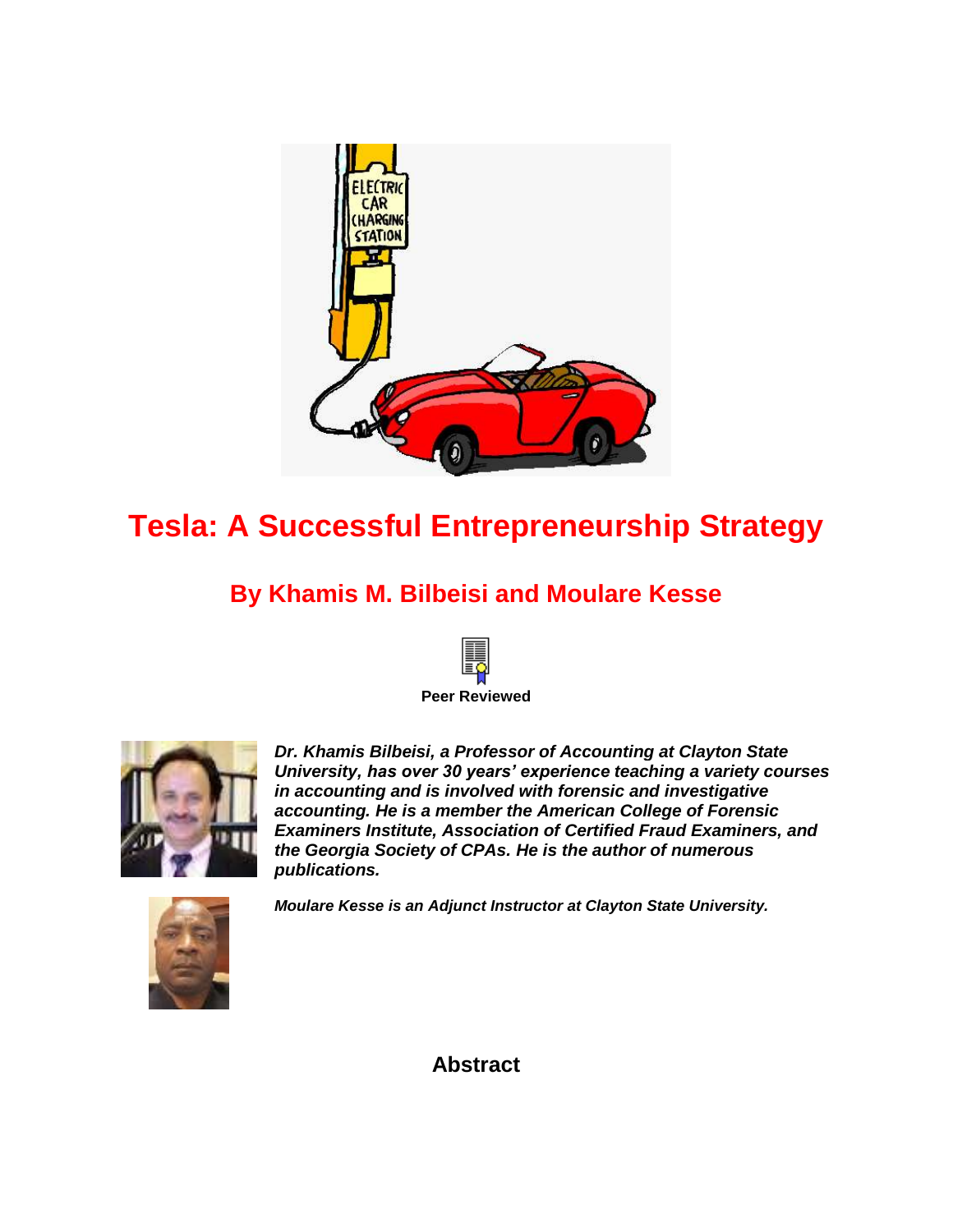# Tesla: A Successful Entrepreneurship Strategy

## By Khamis M. Bilbeisi and Moulare Kesse

**Peer Reviewed**

***Dr. Khamis Bilbeisi, a Professor of Accounting at Clayton State University, has over 30 years' experience teaching a variety courses in accounting and is involved with forensic and investigative accounting. He is a member the American College of Forensic Examiners Institute, Association of Certified Fraud Examiners, and the Georgia Society of CPAs. He is the author of numerous publications.***

***Moulare Kesse is an Adjunct Instructor at Clayton State University.***

## Abstract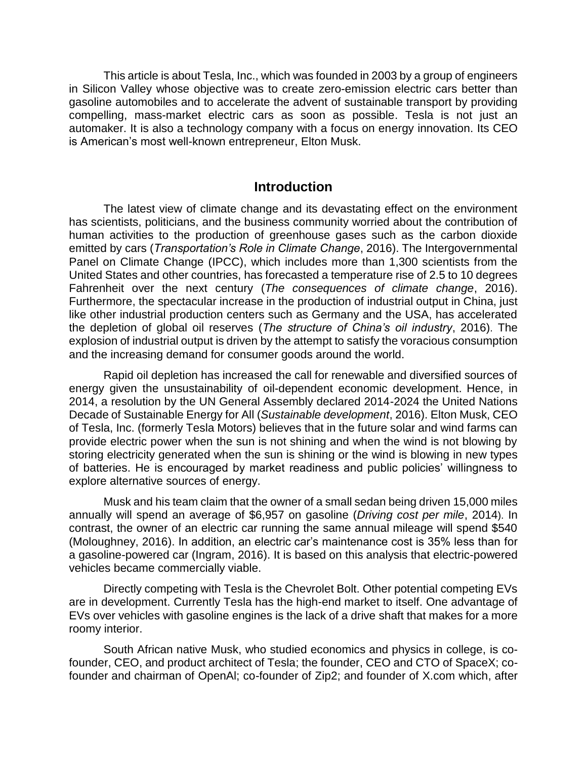This article is about Tesla, Inc., which was founded in 2003 by a group of engineers in Silicon Valley whose objective was to create zero-emission electric cars better than gasoline automobiles and to accelerate the advent of sustainable transport by providing compelling, mass-market electric cars as soon as possible. Tesla is not just an automaker. It is also a technology company with a focus on energy innovation. Its CEO is American's most well-known entrepreneur, Elton Musk.

## Introduction

The latest view of climate change and its devastating effect on the environment has scientists, politicians, and the business community worried about the contribution of human activities to the production of greenhouse gases such as the carbon dioxide emitted by cars (*Transportation's Role in Climate Change*, 2016). The Intergovernmental Panel on Climate Change (IPCC), which includes more than 1,300 scientists from the United States and other countries, has forecasted a temperature rise of 2.5 to 10 degrees Fahrenheit over the next century (*The consequences of climate change*, 2016). Furthermore, the spectacular increase in the production of industrial output in China, just like other industrial production centers such as Germany and the USA, has accelerated the depletion of global oil reserves (*The structure of China's oil industry*, 2016). The explosion of industrial output is driven by the attempt to satisfy the voracious consumption and the increasing demand for consumer goods around the world.

Rapid oil depletion has increased the call for renewable and diversified sources of energy given the unsustainability of oil-dependent economic development. Hence, in 2014, a resolution by the UN General Assembly declared 2014-2024 the United Nations Decade of Sustainable Energy for All (*Sustainable development*, 2016). Elton Musk, CEO of Tesla, Inc. (formerly Tesla Motors) believes that in the future solar and wind farms can provide electric power when the sun is not shining and when the wind is not blowing by storing electricity generated when the sun is shining or the wind is blowing in new types of batteries. He is encouraged by market readiness and public policies' willingness to explore alternative sources of energy.

Musk and his team claim that the owner of a small sedan being driven 15,000 miles annually will spend an average of $6,957 on gasoline (*Driving cost per mile*, 2014). In contrast, the owner of an electric car running the same annual mileage will spend $540 (Moloughney, 2016). In addition, an electric car's maintenance cost is 35% less than for a gasoline-powered car (Ingram, 2016). It is based on this analysis that electric-powered vehicles became commercially viable.

Directly competing with Tesla is the Chevrolet Bolt. Other potential competing EVs are in development. Currently Tesla has the high-end market to itself. One advantage of EVs over vehicles with gasoline engines is the lack of a drive shaft that makes for a more roomy interior.

South African native Musk, who studied economics and physics in college, is co-founder, CEO, and product architect of Tesla; the founder, CEO and CTO of SpaceX; co-founder and chairman of OpenAl; co-founder of Zip2; and founder of X.com which, after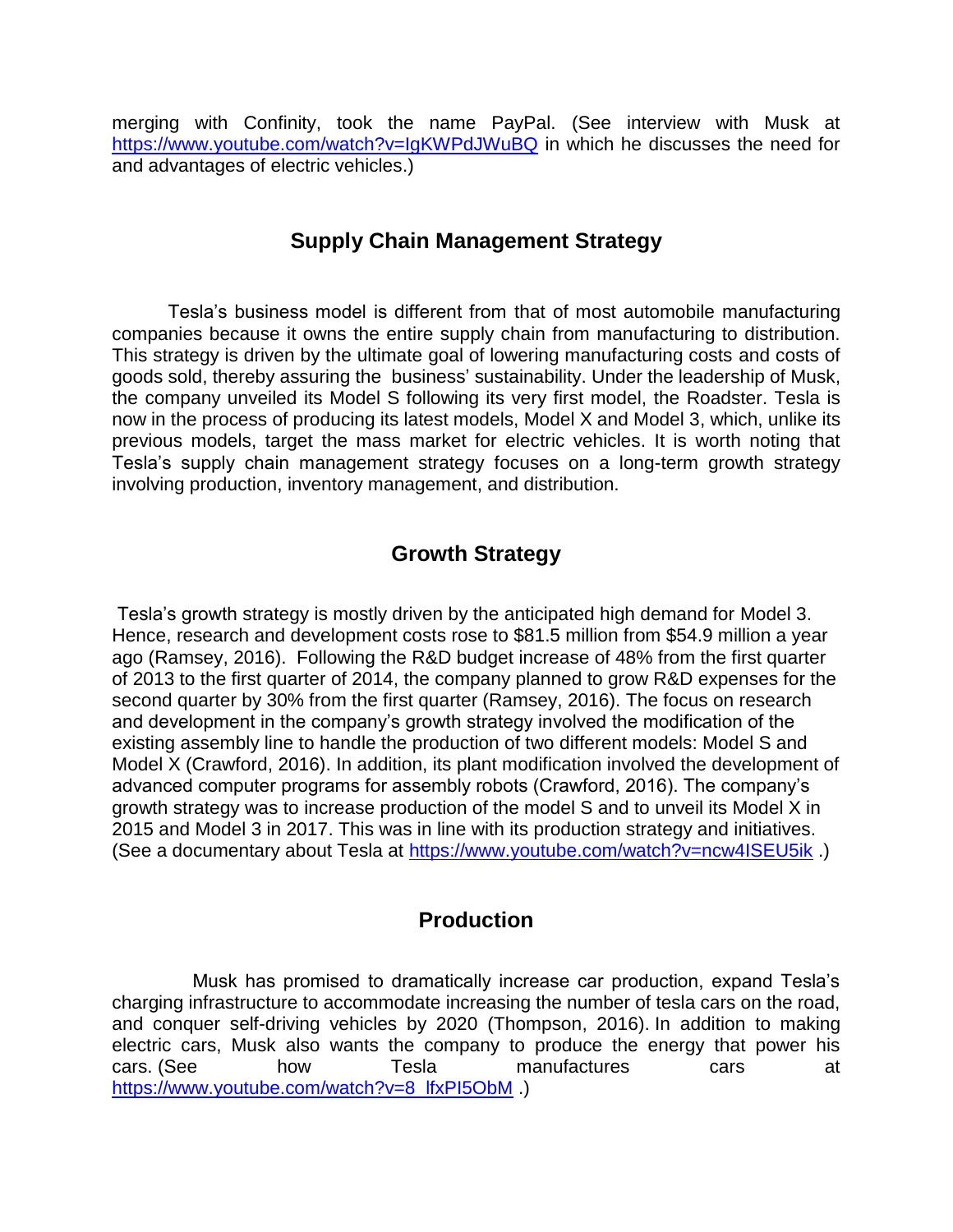merging with Confinity, took the name PayPal. (See interview with Musk at https://www.youtube.com/watch?v=IgKWPdJWuBQ in which he discusses the need for and advantages of electric vehicles.)

## Supply Chain Management Strategy

Tesla's business model is different from that of most automobile manufacturing companies because it owns the entire supply chain from manufacturing to distribution. This strategy is driven by the ultimate goal of lowering manufacturing costs and costs of goods sold, thereby assuring the business' sustainability. Under the leadership of Musk, the company unveiled its Model S following its very first model, the Roadster. Tesla is now in the process of producing its latest models, Model X and Model 3, which, unlike its previous models, target the mass market for electric vehicles. It is worth noting that Tesla's supply chain management strategy focuses on a long-term growth strategy involving production, inventory management, and distribution.

## Growth Strategy

Tesla's growth strategy is mostly driven by the anticipated high demand for Model 3. Hence, research and development costs rose to $81.5 million from $54.9 million a year ago (Ramsey, 2016). Following the R&D budget increase of 48% from the first quarter of 2013 to the first quarter of 2014, the company planned to grow R&D expenses for the second quarter by 30% from the first quarter (Ramsey, 2016). The focus on research and development in the company's growth strategy involved the modification of the existing assembly line to handle the production of two different models: Model S and Model X (Crawford, 2016). In addition, its plant modification involved the development of advanced computer programs for assembly robots (Crawford, 2016). The company's growth strategy was to increase production of the model S and to unveil its Model X in 2015 and Model 3 in 2017. This was in line with its production strategy and initiatives. (See a documentary about Tesla at https://www.youtube.com/watch?v=ncw4ISEU5ik .)

## Production

Musk has promised to dramatically increase car production, expand Tesla's charging infrastructure to accommodate increasing the number of tesla cars on the road, and conquer self-driving vehicles by 2020 (Thompson, 2016). In addition to making electric cars, Musk also wants the company to produce the energy that power his cars. (See how Tesla manufactures cars at https://www.youtube.com/watch?v=8_lfxPI5ObM .)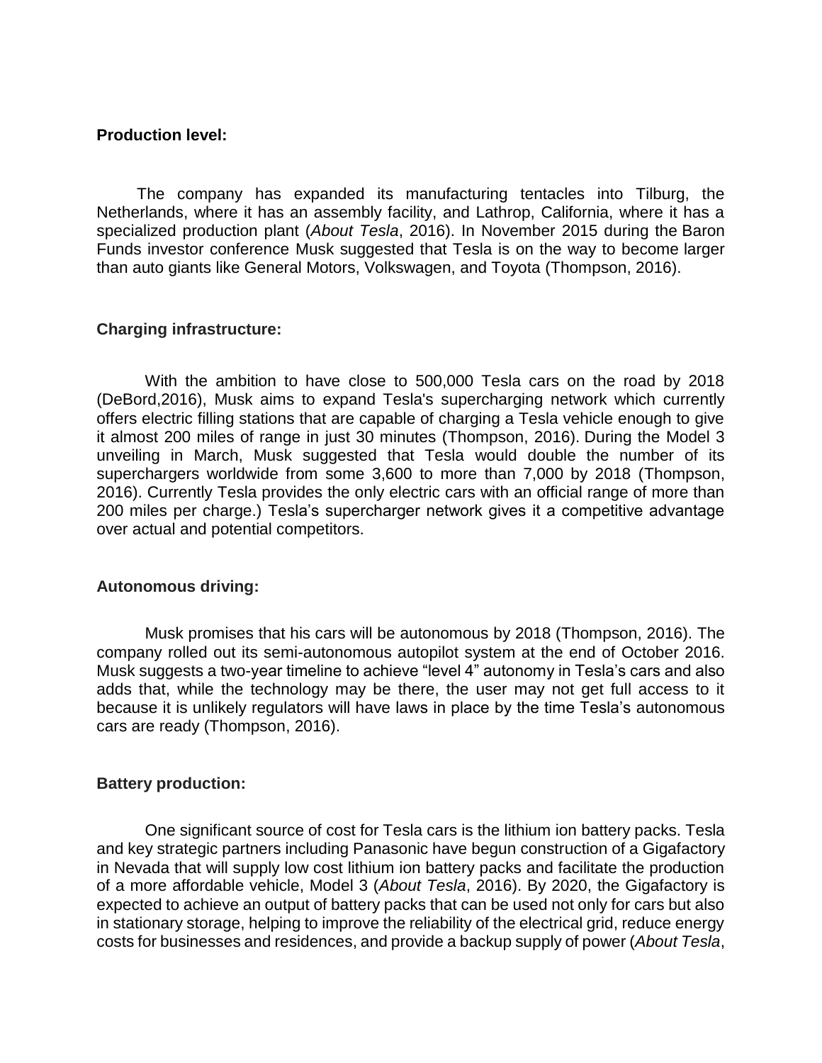**Production level:**

The company has expanded its manufacturing tentacles into Tilburg, the Netherlands, where it has an assembly facility, and Lathrop, California, where it has a specialized production plant (*About Tesla*, 2016). In November 2015 during the Baron Funds investor conference Musk suggested that Tesla is on the way to become larger than auto giants like General Motors, Volkswagen, and Toyota (Thompson, 2016).

**Charging infrastructure:**

With the ambition to have close to 500,000 Tesla cars on the road by 2018 (DeBord,2016), Musk aims to expand Tesla's supercharging network which currently offers electric filling stations that are capable of charging a Tesla vehicle enough to give it almost 200 miles of range in just 30 minutes (Thompson, 2016). During the Model 3 unveiling in March, Musk suggested that Tesla would double the number of its superchargers worldwide from some 3,600 to more than 7,000 by 2018 (Thompson, 2016). Currently Tesla provides the only electric cars with an official range of more than 200 miles per charge.) Tesla's supercharger network gives it a competitive advantage over actual and potential competitors.

**Autonomous driving:**

Musk promises that his cars will be autonomous by 2018 (Thompson, 2016). The company rolled out its semi-autonomous autopilot system at the end of October 2016. Musk suggests a two-year timeline to achieve "level 4" autonomy in Tesla's cars and also adds that, while the technology may be there, the user may not get full access to it because it is unlikely regulators will have laws in place by the time Tesla's autonomous cars are ready (Thompson, 2016).

**Battery production:**

One significant source of cost for Tesla cars is the lithium ion battery packs. Tesla and key strategic partners including Panasonic have begun construction of a Gigafactory in Nevada that will supply low cost lithium ion battery packs and facilitate the production of a more affordable vehicle, Model 3 (*About Tesla*, 2016). By 2020, the Gigafactory is expected to achieve an output of battery packs that can be used not only for cars but also in stationary storage, helping to improve the reliability of the electrical grid, reduce energy costs for businesses and residences, and provide a backup supply of power (*About Tesla*,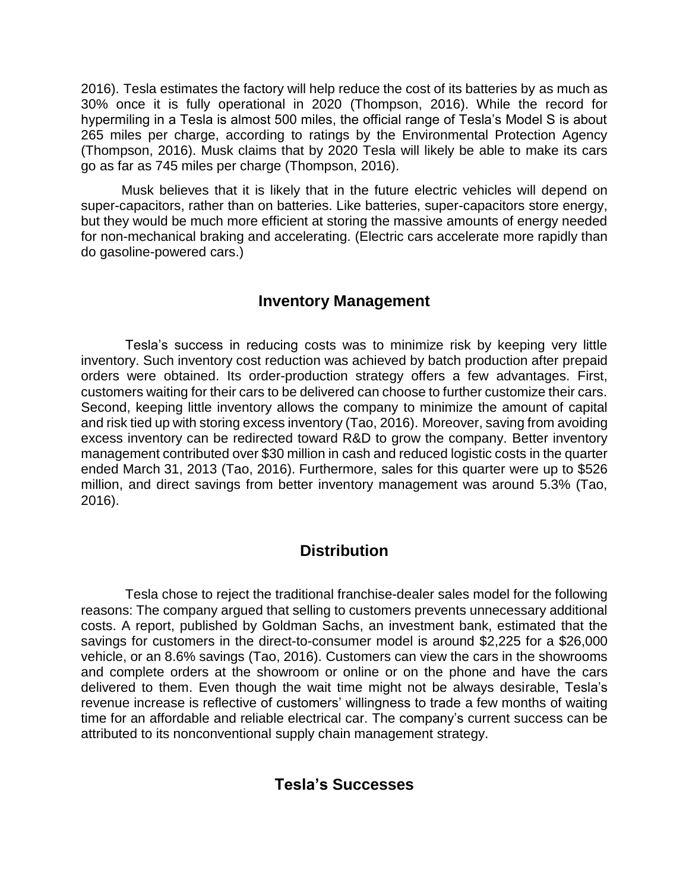2016). Tesla estimates the factory will help reduce the cost of its batteries by as much as 30% once it is fully operational in 2020 (Thompson, 2016). While the record for hypermiling in a Tesla is almost 500 miles, the official range of Tesla's Model S is about 265 miles per charge, according to ratings by the Environmental Protection Agency (Thompson, 2016). Musk claims that by 2020 Tesla will likely be able to make its cars go as far as 745 miles per charge (Thompson, 2016).

Musk believes that it is likely that in the future electric vehicles will depend on super-capacitors, rather than on batteries. Like batteries, super-capacitors store energy, but they would be much more efficient at storing the massive amounts of energy needed for non-mechanical braking and accelerating. (Electric cars accelerate more rapidly than do gasoline-powered cars.)

## Inventory Management

Tesla's success in reducing costs was to minimize risk by keeping very little inventory. Such inventory cost reduction was achieved by batch production after prepaid orders were obtained. Its order-production strategy offers a few advantages. First, customers waiting for their cars to be delivered can choose to further customize their cars. Second, keeping little inventory allows the company to minimize the amount of capital and risk tied up with storing excess inventory (Tao, 2016). Moreover, saving from avoiding excess inventory can be redirected toward R&D to grow the company. Better inventory management contributed over $30 million in cash and reduced logistic costs in the quarter ended March 31, 2013 (Tao, 2016). Furthermore, sales for this quarter were up to $526 million, and direct savings from better inventory management was around 5.3% (Tao, 2016).

## Distribution

Tesla chose to reject the traditional franchise-dealer sales model for the following reasons: The company argued that selling to customers prevents unnecessary additional costs. A report, published by Goldman Sachs, an investment bank, estimated that the savings for customers in the direct-to-consumer model is around $2,225 for a $26,000 vehicle, or an 8.6% savings (Tao, 2016). Customers can view the cars in the showrooms and complete orders at the showroom or online or on the phone and have the cars delivered to them. Even though the wait time might not be always desirable, Tesla's revenue increase is reflective of customers' willingness to trade a few months of waiting time for an affordable and reliable electrical car. The company's current success can be attributed to its nonconventional supply chain management strategy.

## Tesla's Successes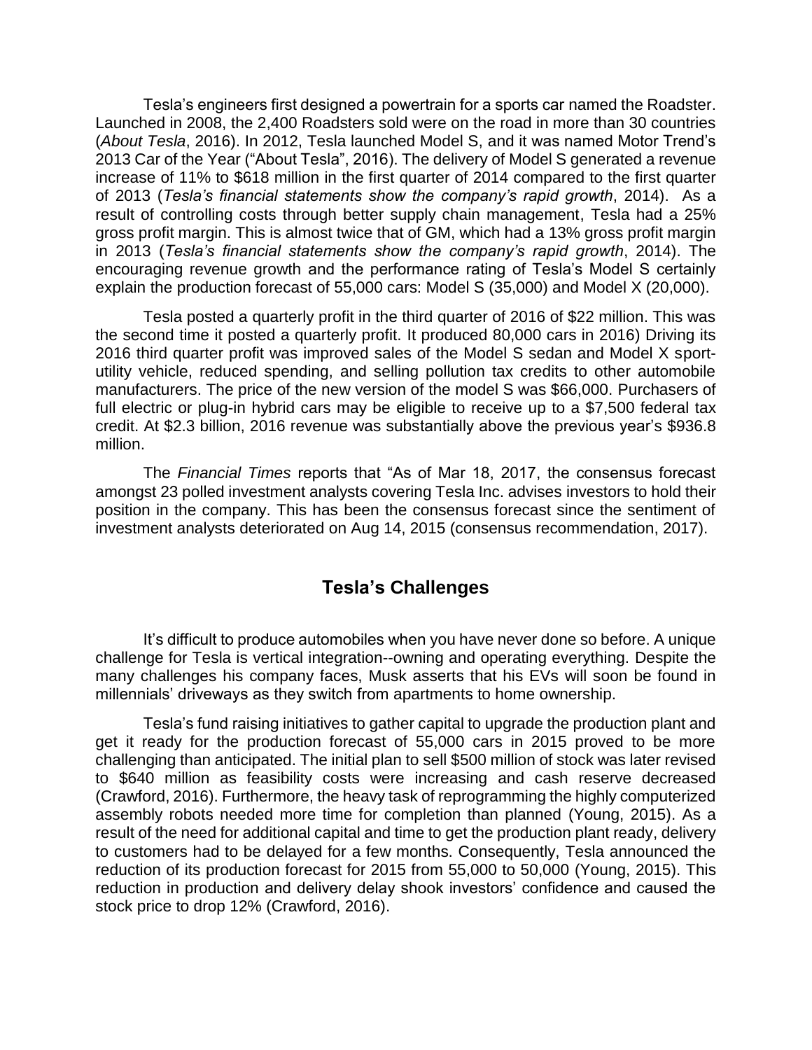Tesla's engineers first designed a powertrain for a sports car named the Roadster. Launched in 2008, the 2,400 Roadsters sold were on the road in more than 30 countries (*About Tesla*, 2016). In 2012, Tesla launched Model S, and it was named Motor Trend's 2013 Car of the Year ("About Tesla", 2016). The delivery of Model S generated a revenue increase of 11% to $618 million in the first quarter of 2014 compared to the first quarter of 2013 (*Tesla's financial statements show the company's rapid growth*, 2014). As a result of controlling costs through better supply chain management, Tesla had a 25% gross profit margin. This is almost twice that of GM, which had a 13% gross profit margin in 2013 (*Tesla's financial statements show the company's rapid growth*, 2014). The encouraging revenue growth and the performance rating of Tesla's Model S certainly explain the production forecast of 55,000 cars: Model S (35,000) and Model X (20,000).

Tesla posted a quarterly profit in the third quarter of 2016 of $22 million. This was the second time it posted a quarterly profit. It produced 80,000 cars in 2016) Driving its 2016 third quarter profit was improved sales of the Model S sedan and Model X sport-utility vehicle, reduced spending, and selling pollution tax credits to other automobile manufacturers. The price of the new version of the model S was $66,000. Purchasers of full electric or plug-in hybrid cars may be eligible to receive up to a $7,500 federal tax credit. At $2.3 billion, 2016 revenue was substantially above the previous year's $936.8 million.

The *Financial Times* reports that "As of Mar 18, 2017, the consensus forecast amongst 23 polled investment analysts covering Tesla Inc. advises investors to hold their position in the company. This has been the consensus forecast since the sentiment of investment analysts deteriorated on Aug 14, 2015 (consensus recommendation, 2017).

## Tesla's Challenges

It's difficult to produce automobiles when you have never done so before. A unique challenge for Tesla is vertical integration--owning and operating everything. Despite the many challenges his company faces, Musk asserts that his EVs will soon be found in millennials' driveways as they switch from apartments to home ownership.

Tesla's fund raising initiatives to gather capital to upgrade the production plant and get it ready for the production forecast of 55,000 cars in 2015 proved to be more challenging than anticipated. The initial plan to sell $500 million of stock was later revised to $640 million as feasibility costs were increasing and cash reserve decreased (Crawford, 2016). Furthermore, the heavy task of reprogramming the highly computerized assembly robots needed more time for completion than planned (Young, 2015). As a result of the need for additional capital and time to get the production plant ready, delivery to customers had to be delayed for a few months. Consequently, Tesla announced the reduction of its production forecast for 2015 from 55,000 to 50,000 (Young, 2015). This reduction in production and delivery delay shook investors' confidence and caused the stock price to drop 12% (Crawford, 2016).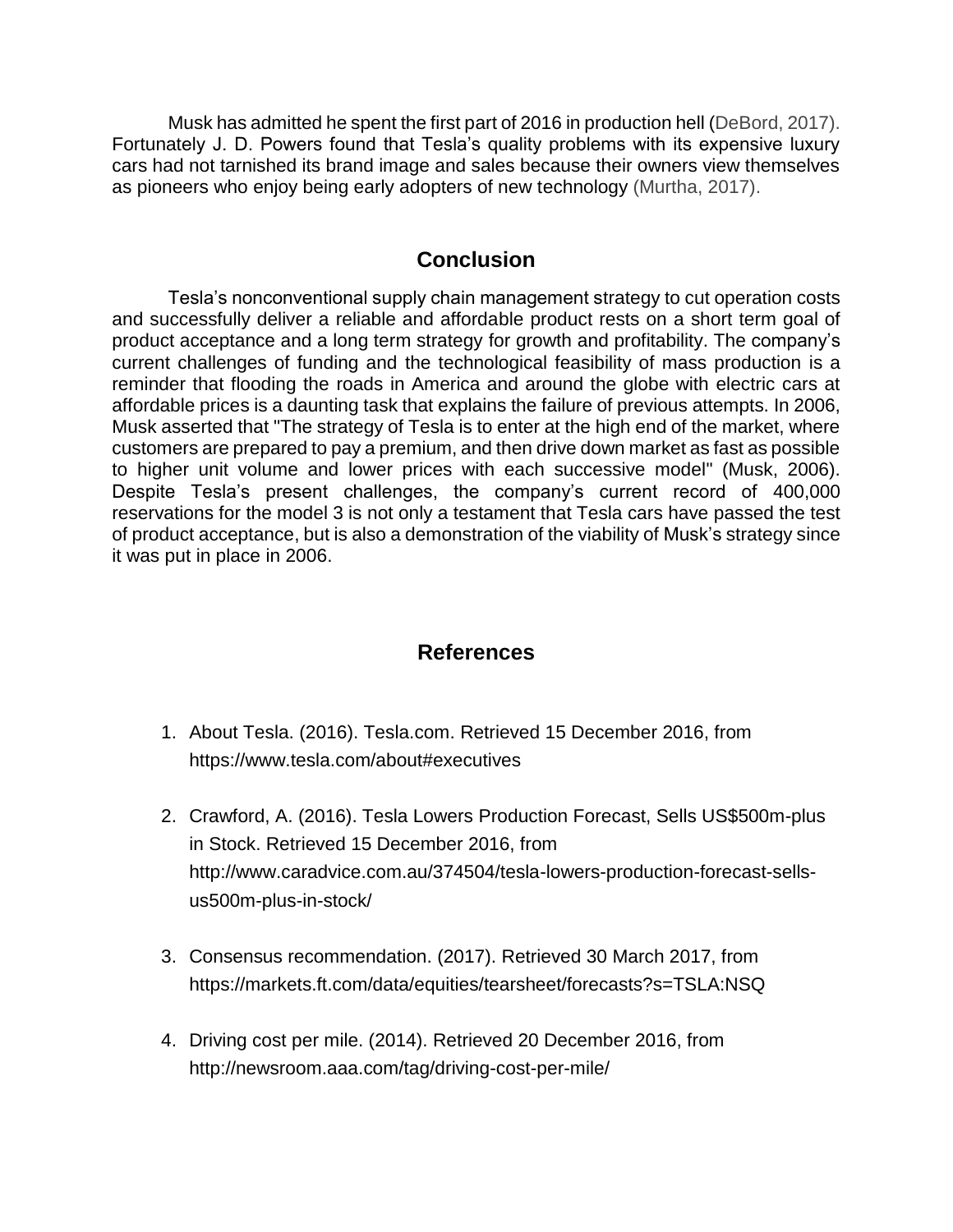Musk has admitted he spent the first part of 2016 in production hell (DeBord, 2017). Fortunately J. D. Powers found that Tesla's quality problems with its expensive luxury cars had not tarnished its brand image and sales because their owners view themselves as pioneers who enjoy being early adopters of new technology (Murtha, 2017).

## Conclusion

Tesla's nonconventional supply chain management strategy to cut operation costs and successfully deliver a reliable and affordable product rests on a short term goal of product acceptance and a long term strategy for growth and profitability. The company's current challenges of funding and the technological feasibility of mass production is a reminder that flooding the roads in America and around the globe with electric cars at affordable prices is a daunting task that explains the failure of previous attempts. In 2006, Musk asserted that "The strategy of Tesla is to enter at the high end of the market, where customers are prepared to pay a premium, and then drive down market as fast as possible to higher unit volume and lower prices with each successive model" (Musk, 2006). Despite Tesla's present challenges, the company's current record of 400,000 reservations for the model 3 is not only a testament that Tesla cars have passed the test of product acceptance, but is also a demonstration of the viability of Musk's strategy since it was put in place in 2006.

## References

1. About Tesla. (2016). Tesla.com. Retrieved 15 December 2016, from https://www.tesla.com/about#executives

2. Crawford, A. (2016). Tesla Lowers Production Forecast, Sells US$500m-plus in Stock. Retrieved 15 December 2016, from http://www.caradvice.com.au/374504/tesla-lowers-production-forecast-sells-us500m-plus-in-stock/

3. Consensus recommendation. (2017). Retrieved 30 March 2017, from https://markets.ft.com/data/equities/tearsheet/forecasts?s=TSLA:NSQ

4. Driving cost per mile. (2014). Retrieved 20 December 2016, from http://newsroom.aaa.com/tag/driving-cost-per-mile/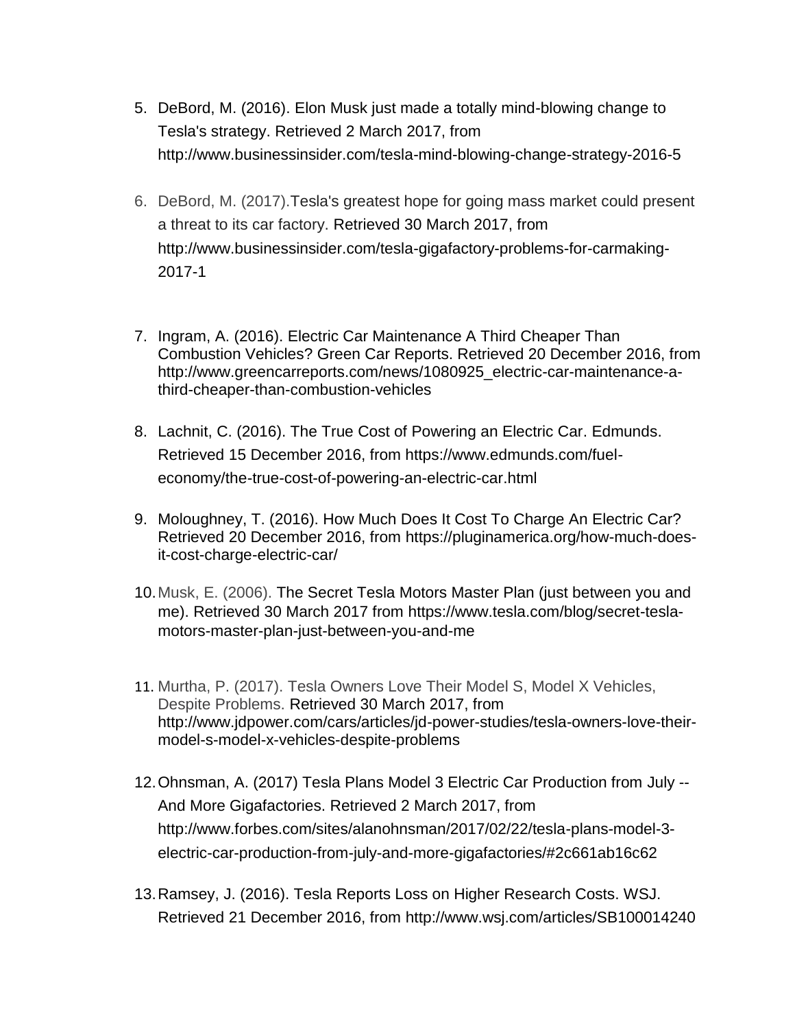5. DeBord, M. (2016). Elon Musk just made a totally mind-blowing change to Tesla's strategy. Retrieved 2 March 2017, from http://www.businessinsider.com/tesla-mind-blowing-change-strategy-2016-5

6. DeBord, M. (2017).Tesla's greatest hope for going mass market could present a threat to its car factory. Retrieved 30 March 2017, from http://www.businessinsider.com/tesla-gigafactory-problems-for-carmaking-2017-1

7. Ingram, A. (2016). Electric Car Maintenance A Third Cheaper Than Combustion Vehicles? Green Car Reports. Retrieved 20 December 2016, from http://www.greencarreports.com/news/1080925_electric-car-maintenance-a-third-cheaper-than-combustion-vehicles

8. Lachnit, C. (2016). The True Cost of Powering an Electric Car. Edmunds. Retrieved 15 December 2016, from https://www.edmunds.com/fuel-economy/the-true-cost-of-powering-an-electric-car.html

9. Moloughney, T. (2016). How Much Does It Cost To Charge An Electric Car? Retrieved 20 December 2016, from https://pluginamerica.org/how-much-does-it-cost-charge-electric-car/

10. Musk, E. (2006). The Secret Tesla Motors Master Plan (just between you and me). Retrieved 30 March 2017 from https://www.tesla.com/blog/secret-tesla-motors-master-plan-just-between-you-and-me

11. Murtha, P. (2017). Tesla Owners Love Their Model S, Model X Vehicles, Despite Problems. Retrieved 30 March 2017, from http://www.jdpower.com/cars/articles/jd-power-studies/tesla-owners-love-their-model-s-model-x-vehicles-despite-problems

12. Ohnsman, A. (2017) Tesla Plans Model 3 Electric Car Production from July -- And More Gigafactories. Retrieved 2 March 2017, from http://www.forbes.com/sites/alanohnsman/2017/02/22/tesla-plans-model-3-electric-car-production-from-july-and-more-gigafactories/#2c661ab16c62

13. Ramsey, J. (2016). Tesla Reports Loss on Higher Research Costs. WSJ. Retrieved 21 December 2016, from http://www.wsj.com/articles/SB100014240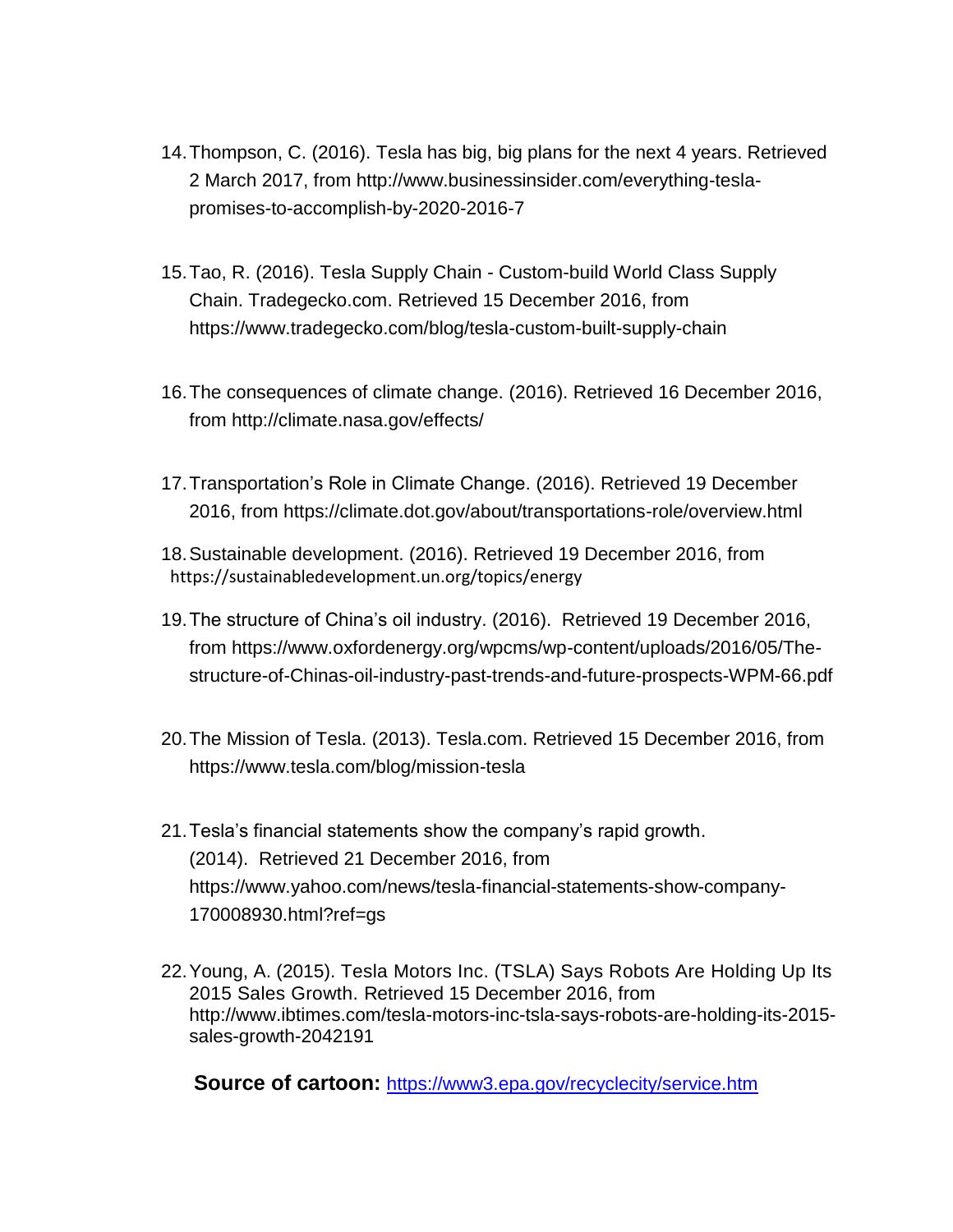14. Thompson, C. (2016). Tesla has big, big plans for the next 4 years. Retrieved 2 March 2017, from http://www.businessinsider.com/everything-tesla-promises-to-accomplish-by-2020-2016-7

15. Tao, R. (2016). Tesla Supply Chain - Custom-build World Class Supply Chain. Tradegecko.com. Retrieved 15 December 2016, from https://www.tradegecko.com/blog/tesla-custom-built-supply-chain

16. The consequences of climate change. (2016). Retrieved 16 December 2016, from http://climate.nasa.gov/effects/

17. Transportation's Role in Climate Change. (2016). Retrieved 19 December 2016, from https://climate.dot.gov/about/transportations-role/overview.html

18. Sustainable development. (2016). Retrieved 19 December 2016, from https://sustainabledevelopment.un.org/topics/energy

19. The structure of China's oil industry. (2016). Retrieved 19 December 2016, from https://www.oxfordenergy.org/wpcms/wp-content/uploads/2016/05/The-structure-of-Chinas-oil-industry-past-trends-and-future-prospects-WPM-66.pdf

20. The Mission of Tesla. (2013). Tesla.com. Retrieved 15 December 2016, from https://www.tesla.com/blog/mission-tesla

21. Tesla's financial statements show the company's rapid growth. (2014). Retrieved 21 December 2016, from https://www.yahoo.com/news/tesla-financial-statements-show-company-170008930.html?ref=gs

22. Young, A. (2015). Tesla Motors Inc. (TSLA) Says Robots Are Holding Up Its 2015 Sales Growth. Retrieved 15 December 2016, from http://www.ibtimes.com/tesla-motors-inc-tsla-says-robots-are-holding-its-2015-sales-growth-2042191

**Source of cartoon:** https://www3.epa.gov/recyclecity/service.htm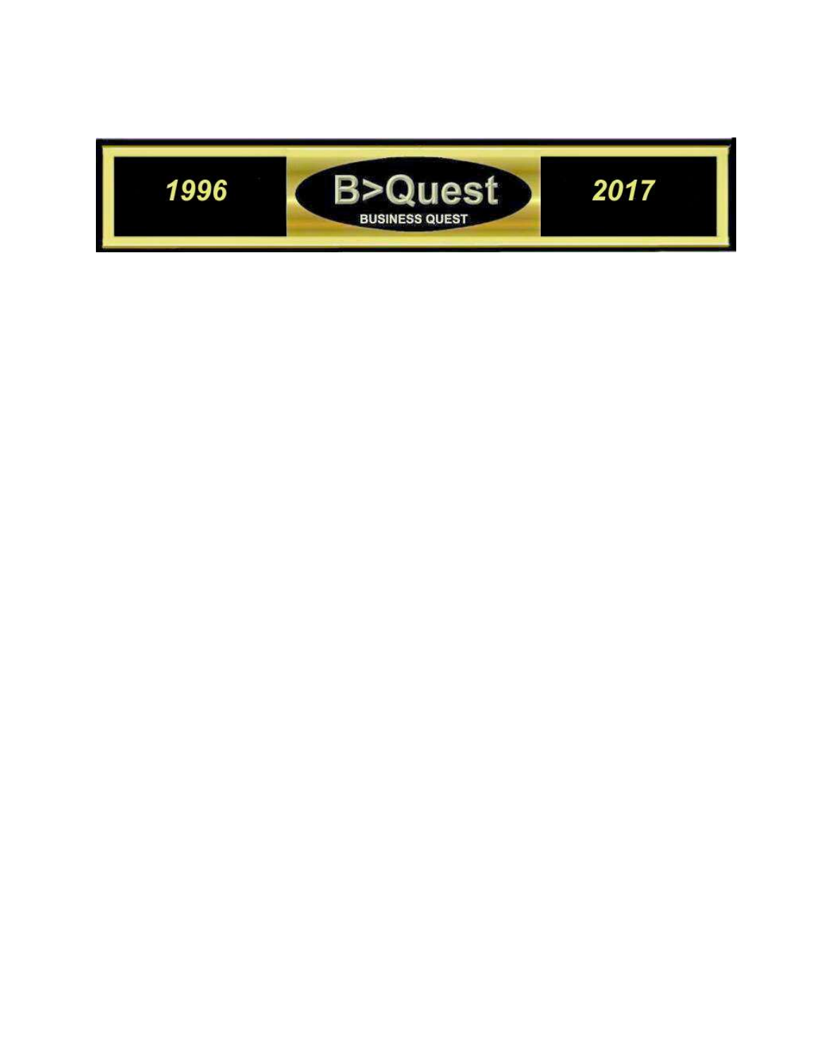1996

B>Quest

BUSINESS QUEST

2017